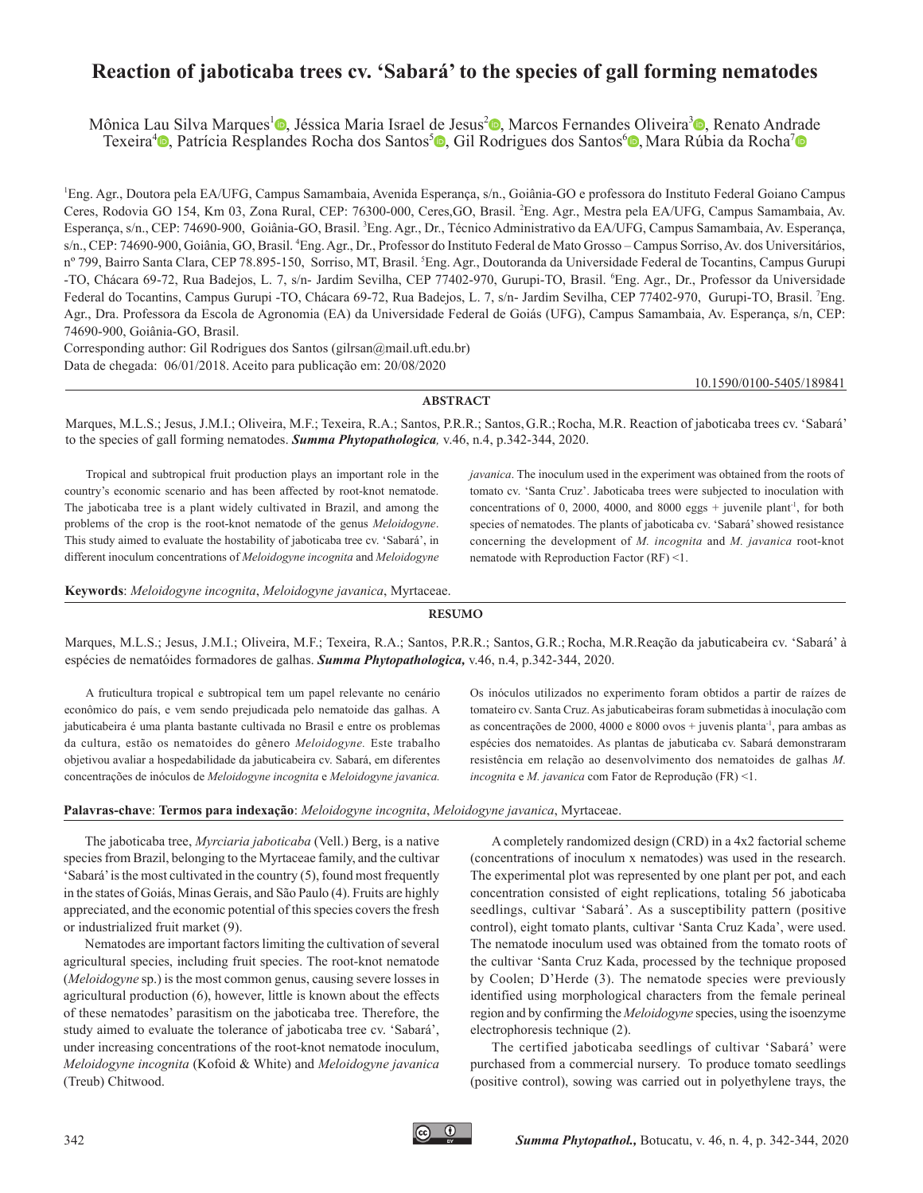# Reaction of jaboticaba trees cv. 'Sabará' to the species of gall forming nematodes

Mônica Lau Silva Marques[1], Jéssica Maria Israel de Jesus[2], Marcos Fernandes Oliveira[3], Renato Andrade Texeira[4], Patrícia Resplandes Rocha dos Santos[5], Gil Rodrigues dos Santos[6], Mara Rúbia da Rocha[7]

[1]Eng. Agr., Doutora pela EA/UFG, Campus Samambaia, Avenida Esperança, s/n., Goiânia-GO e professora do Instituto Federal Goiano Campus Ceres, Rodovia GO 154, Km 03, Zona Rural, CEP: 76300-000, Ceres,GO, Brasil. [2]Eng. Agr., Mestra pela EA/UFG, Campus Samambaia, Av. Esperança, s/n., CEP: 74690-900, Goiânia-GO, Brasil. [3]Eng. Agr., Dr., Técnico Administrativo da EA/UFG, Campus Samambaia, Av. Esperança, s/n., CEP: 74690-900, Goiânia, GO, Brasil. [4]Eng. Agr., Dr., Professor do Instituto Federal de Mato Grosso – Campus Sorriso, Av. dos Universitários, nº 799, Bairro Santa Clara, CEP 78.895-150, Sorriso, MT, Brasil. [5]Eng. Agr., Doutoranda da Universidade Federal de Tocantins, Campus Gurupi -TO, Chácara 69-72, Rua Badejos, L. 7, s/n- Jardim Sevilha, CEP 77402-970, Gurupi-TO, Brasil. [6]Eng. Agr., Dr., Professor da Universidade Federal do Tocantins, Campus Gurupi -TO, Chácara 69-72, Rua Badejos, L. 7, s/n- Jardim Sevilha, CEP 77402-970, Gurupi-TO, Brasil. [7]Eng. Agr., Dra. Professora da Escola de Agronomia (EA) da Universidade Federal de Goiás (UFG), Campus Samambaia, Av. Esperança, s/n, CEP: 74690-900, Goiânia-GO, Brasil.

Corresponding author: Gil Rodrigues dos Santos (gilrsan@mail.uft.edu.br)

Data de chegada: 06/01/2018. Aceito para publicação em: 20/08/2020

10.1590/0100-5405/189841

## ABSTRACT

Marques, M.L.S.; Jesus, J.M.I.; Oliveira, M.F.; Texeira, R.A.; Santos, P.R.R.; Santos, G.R.; Rocha, M.R. Reaction of jaboticaba trees cv. 'Sabará' to the species of gall forming nematodes. ***Summa Phytopathologica,*** v.46, n.4, p.342-344, 2020.

Tropical and subtropical fruit production plays an important role in the country's economic scenario and has been affected by root-knot nematode. The jaboticaba tree is a plant widely cultivated in Brazil, and among the problems of the crop is the root-knot nematode of the genus *Meloidogyne*. This study aimed to evaluate the hostability of jaboticaba tree cv. 'Sabará', in different inoculum concentrations of *Meloidogyne incognita* and *Meloidogyne javanica*. The inoculum used in the experiment was obtained from the roots of tomato cv. 'Santa Cruz'. Jaboticaba trees were subjected to inoculation with concentrations of 0, 2000, 4000, and 8000 eggs + juvenile plant$^{-1}$, for both species of nematodes. The plants of jaboticaba cv. 'Sabará' showed resistance concerning the development of *M. incognita* and *M. javanica* root-knot nematode with Reproduction Factor (RF) <1.

**Keywords**: *Meloidogyne incognita*, *Meloidogyne javanica*, Myrtaceae.

## RESUMO

Marques, M.L.S.; Jesus, J.M.I.; Oliveira, M.F.; Texeira, R.A.; Santos, P.R.R.; Santos, G.R.; Rocha, M.R.Reação da jabuticabeira cv. 'Sabará' à espécies de nematóides formadores de galhas. ***Summa Phytopathologica,*** v.46, n.4, p.342-344, 2020.

A fruticultura tropical e subtropical tem um papel relevante no cenário econômico do país, e vem sendo prejudicada pelo nematoide das galhas. A jabuticabeira é uma planta bastante cultivada no Brasil e entre os problemas da cultura, estão os nematoides do gênero *Meloidogyne.* Este trabalho objetivou avaliar a hospedabilidade da jabuticabeira cv. Sabará, em diferentes concentrações de inóculos de *Meloidogyne incognita* e *Meloidogyne javanica.* Os inóculos utilizados no experimento foram obtidos a partir de raízes de tomateiro cv. Santa Cruz. As jabuticabeiras foram submetidas à inoculação com as concentrações de 2000, 4000 e 8000 ovos + juvenis planta$^{-1}$, para ambas as espécies dos nematoides. As plantas de jabuticaba cv. Sabará demonstraram resistência em relação ao desenvolvimento dos nematoides de galhas *M. incognita* e *M. javanica* com Fator de Reprodução (FR) <1.

**Palavras-chave**: **Termos para indexação**: *Meloidogyne incognita*, *Meloidogyne javanica*, Myrtaceae.

The jaboticaba tree, *Myrciaria jaboticaba* (Vell.) Berg, is a native species from Brazil, belonging to the Myrtaceae family, and the cultivar 'Sabará' is the most cultivated in the country (5), found most frequently in the states of Goiás, Minas Gerais, and São Paulo (4). Fruits are highly appreciated, and the economic potential of this species covers the fresh or industrialized fruit market (9).

Nematodes are important factors limiting the cultivation of several agricultural species, including fruit species. The root-knot nematode (*Meloidogyne* sp.) is the most common genus, causing severe losses in agricultural production (6), however, little is known about the effects of these nematodes' parasitism on the jaboticaba tree. Therefore, the study aimed to evaluate the tolerance of jaboticaba tree cv. 'Sabará', under increasing concentrations of the root-knot nematode inoculum, *Meloidogyne incognita* (Kofoid & White) and *Meloidogyne javanica* (Treub) Chitwood.

A completely randomized design (CRD) in a 4x2 factorial scheme (concentrations of inoculum x nematodes) was used in the research. The experimental plot was represented by one plant per pot, and each concentration consisted of eight replications, totaling 56 jaboticaba seedlings, cultivar 'Sabará'. As a susceptibility pattern (positive control), eight tomato plants, cultivar 'Santa Cruz Kada', were used. The nematode inoculum used was obtained from the tomato roots of the cultivar 'Santa Cruz Kada, processed by the technique proposed by Coolen; D'Herde (3). The nematode species were previously identified using morphological characters from the female perineal region and by confirming the *Meloidogyne* species, using the isoenzyme electrophoresis technique (2).

The certified jaboticaba seedlings of cultivar 'Sabará' were purchased from a commercial nursery. To produce tomato seedlings (positive control), sowing was carried out in polyethylene trays, the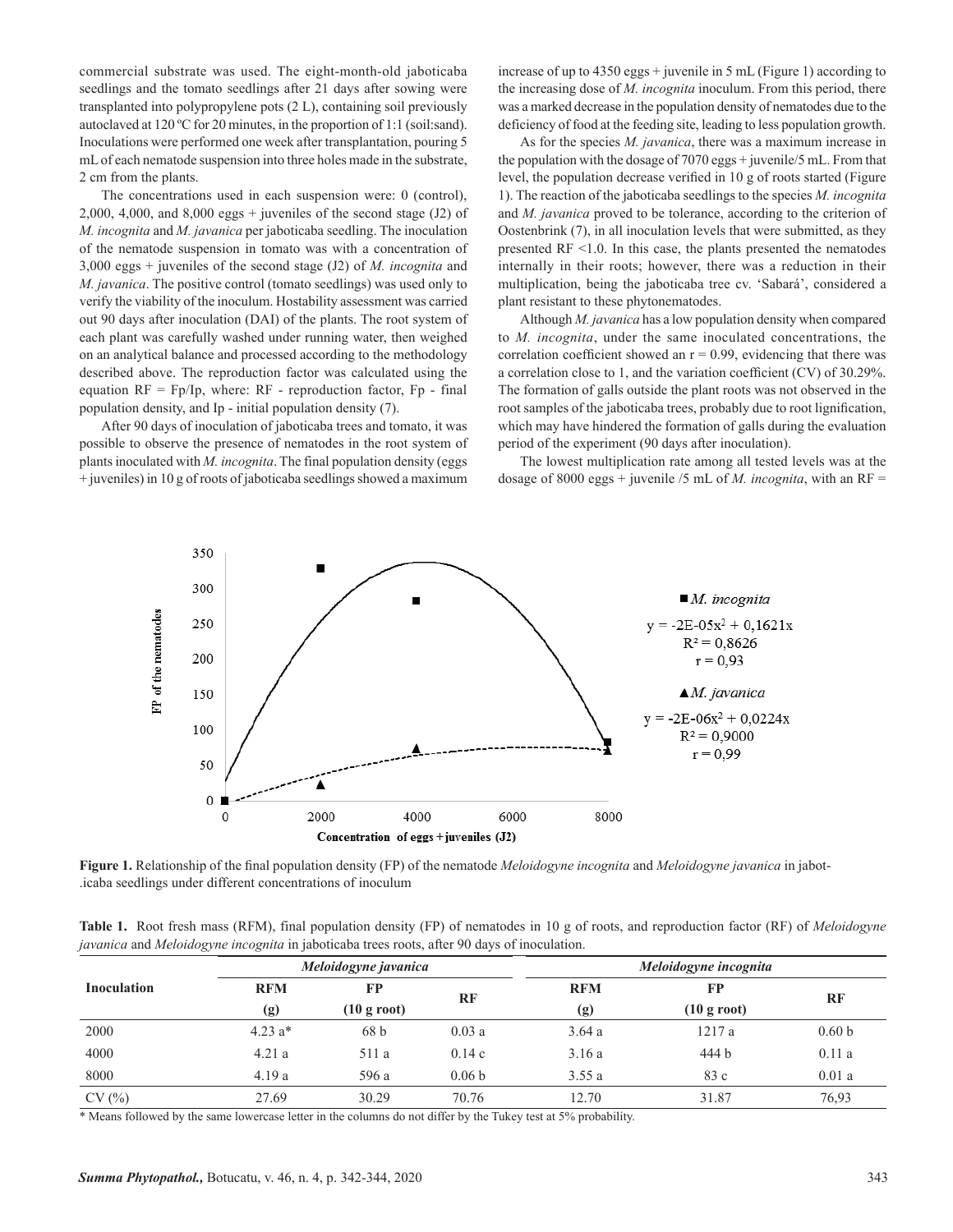commercial substrate was used. The eight-month-old jaboticaba seedlings and the tomato seedlings after 21 days after sowing were transplanted into polypropylene pots (2 L), containing soil previously autoclaved at 120 ºC for 20 minutes, in the proportion of 1:1 (soil:sand). Inoculations were performed one week after transplantation, pouring 5 mL of each nematode suspension into three holes made in the substrate, 2 cm from the plants.

The concentrations used in each suspension were: 0 (control), 2,000, 4,000, and 8,000 eggs + juveniles of the second stage (J2) of *M. incognita* and *M. javanica* per jaboticaba seedling. The inoculation of the nematode suspension in tomato was with a concentration of 3,000 eggs + juveniles of the second stage (J2) of *M. incognita* and *M. javanica*. The positive control (tomato seedlings) was used only to verify the viability of the inoculum. Hostability assessment was carried out 90 days after inoculation (DAI) of the plants. The root system of each plant was carefully washed under running water, then weighed on an analytical balance and processed according to the methodology described above. The reproduction factor was calculated using the equation RF = Fp/Ip, where: RF - reproduction factor, Fp - final population density, and Ip - initial population density (7).

After 90 days of inoculation of jaboticaba trees and tomato, it was possible to observe the presence of nematodes in the root system of plants inoculated with *M. incognita*. The final population density (eggs + juveniles) in 10 g of roots of jaboticaba seedlings showed a maximum increase of up to 4350 eggs + juvenile in 5 mL (Figure 1) according to the increasing dose of *M. incognita* inoculum. From this period, there was a marked decrease in the population density of nematodes due to the deficiency of food at the feeding site, leading to less population growth.

As for the species *M. javanica*, there was a maximum increase in the population with the dosage of 7070 eggs + juvenile/5 mL. From that level, the population decrease verified in 10 g of roots started (Figure 1). The reaction of the jaboticaba seedlings to the species *M. incognita* and *M. javanica* proved to be tolerance, according to the criterion of Oostenbrink (7), in all inoculation levels that were submitted, as they presented RF <1.0. In this case, the plants presented the nematodes internally in their roots; however, there was a reduction in their multiplication, being the jaboticaba tree cv. 'Sabará', considered a plant resistant to these phytonematodes.

Although *M. javanica* has a low population density when compared to *M. incognita*, under the same inoculated concentrations, the correlation coefficient showed an r = 0.99, evidencing that there was a correlation close to 1, and the variation coefficient (CV) of 30.29%. The formation of galls outside the plant roots was not observed in the root samples of the jaboticaba trees, probably due to root lignification, which may have hindered the formation of galls during the evaluation period of the experiment (90 days after inoculation).

The lowest multiplication rate among all tested levels was at the dosage of 8000 eggs + juvenile /5 mL of *M. incognita*, with an RF =

■ *M. incognita*: $y = -2E\text{-}05x^2 + 0,1621x$; $R^2 = 0,8626$; r = 0,93

▲ *M. javanica*: $y = -2E\text{-}06x^2 + 0,0224x$; $R^2 = 0,9000$; r = 0,99

**Figure 1.** Relationship of the final population density (FP) of the nematode *Meloidogyne incognita* and *Meloidogyne javanica* in jaboticaba seedlings under different concentrations of inoculum

**Table 1.** Root fresh mass (RFM), final population density (FP) of nematodes in 10 g of roots, and reproduction factor (RF) of *Meloidogyne javanica* and *Meloidogyne incognita* in jaboticaba trees roots, after 90 days of inoculation.

| Inoculation | *Meloidogyne javanica* | | | *Meloidogyne incognita* | | |
|---|---|---|---|---|---|---|
| | RFM (g) | FP (10 g root) | RF | RFM (g) | FP (10 g root) | RF |
| 2000 | 4.23 a* | 68 b | 0.03 a | 3.64 a | 1217 a | 0.60 b |
| 4000 | 4.21 a | 511 a | 0.14 c | 3.16 a | 444 b | 0.11 a |
| 8000 | 4.19 a | 596 a | 0.06 b | 3.55 a | 83 c | 0.01 a |
| CV (%) | 27.69 | 30.29 | 70.76 | 12.70 | 31.87 | 76,93 |

\* Means followed by the same lowercase letter in the columns do not differ by the Tukey test at 5% probability.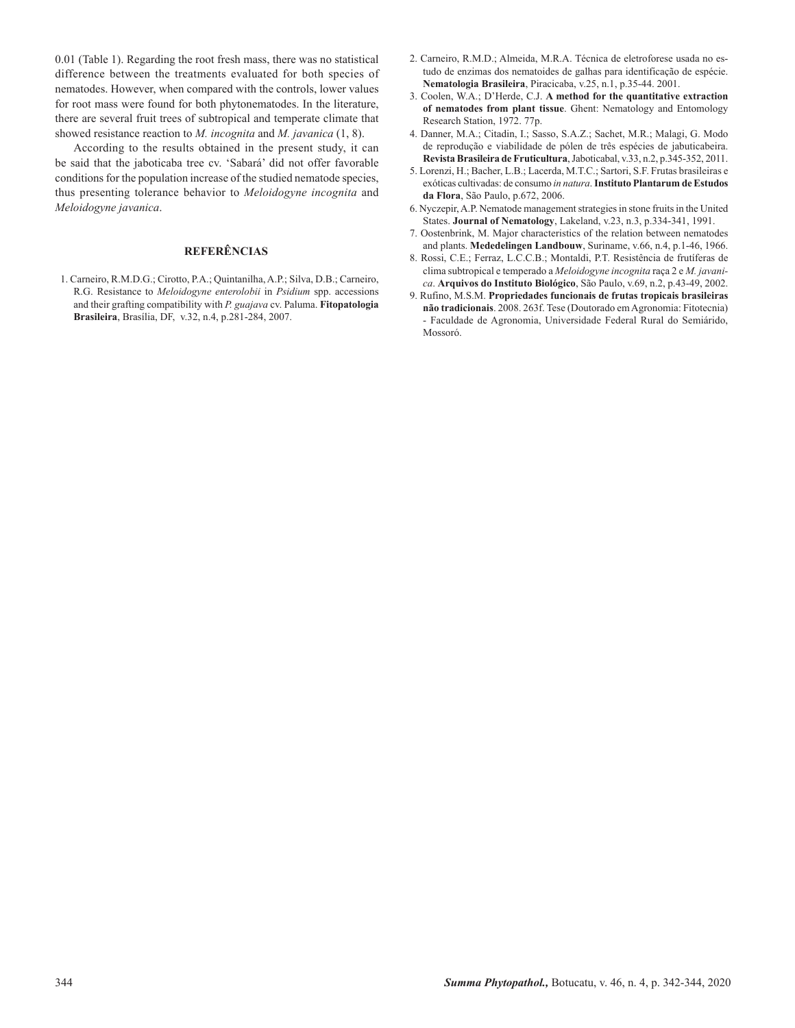0.01 (Table 1). Regarding the root fresh mass, there was no statistical difference between the treatments evaluated for both species of nematodes. However, when compared with the controls, lower values for root mass were found for both phytonematodes. In the literature, there are several fruit trees of subtropical and temperate climate that showed resistance reaction to *M. incognita* and *M. javanica* (1, 8).

According to the results obtained in the present study, it can be said that the jaboticaba tree cv. 'Sabará' did not offer favorable conditions for the population increase of the studied nematode species, thus presenting tolerance behavior to *Meloidogyne incognita* and *Meloidogyne javanica*.

## REFERÊNCIAS

1. Carneiro, R.M.D.G.; Cirotto, P.A.; Quintanilha, A.P.; Silva, D.B.; Carneiro, R.G. Resistance to *Meloidogyne enterolobii* in *Psidium* spp. accessions and their grafting compatibility with *P. guajava* cv. Paluma. **Fitopatologia Brasileira**, Brasília, DF, v.32, n.4, p.281-284, 2007.
2. Carneiro, R.M.D.; Almeida, M.R.A. Técnica de eletroforese usada no estudo de enzimas dos nematoides de galhas para identificação de espécie. **Nematologia Brasileira**, Piracicaba, v.25, n.1, p.35-44. 2001.
3. Coolen, W.A.; D'Herde, C.J. **A method for the quantitative extraction of nematodes from plant tissue**. Ghent: Nematology and Entomology Research Station, 1972. 77p.
4. Danner, M.A.; Citadin, I.; Sasso, S.A.Z.; Sachet, M.R.; Malagi, G. Modo de reprodução e viabilidade de pólen de três espécies de jabuticabeira. **Revista Brasileira de Fruticultura**, Jaboticabal, v.33, n.2, p.345-352, 2011.
5. Lorenzi, H.; Bacher, L.B.; Lacerda, M.T.C.; Sartori, S.F. Frutas brasileiras e exóticas cultivadas: de consumo *in natura*. **Instituto Plantarum de Estudos da Flora**, São Paulo, p.672, 2006.
6. Nyczepir, A.P. Nematode management strategies in stone fruits in the United States. **Journal of Nematology**, Lakeland, v.23, n.3, p.334-341, 1991.
7. Oostenbrink, M. Major characteristics of the relation between nematodes and plants. **Mededelingen Landbouw**, Suriname, v.66, n.4, p.1-46, 1966.
8. Rossi, C.E.; Ferraz, L.C.C.B.; Montaldi, P.T. Resistência de frutíferas de clima subtropical e temperado a *Meloidogyne incognita* raça 2 e *M. javanica*. **Arquivos do Instituto Biológico**, São Paulo, v.69, n.2, p.43-49, 2002.
9. Rufino, M.S.M. **Propriedades funcionais de frutas tropicais brasileiras não tradicionais**. 2008. 263f. Tese (Doutorado em Agronomia: Fitotecnia) - Faculdade de Agronomia, Universidade Federal Rural do Semiárido, Mossoró.